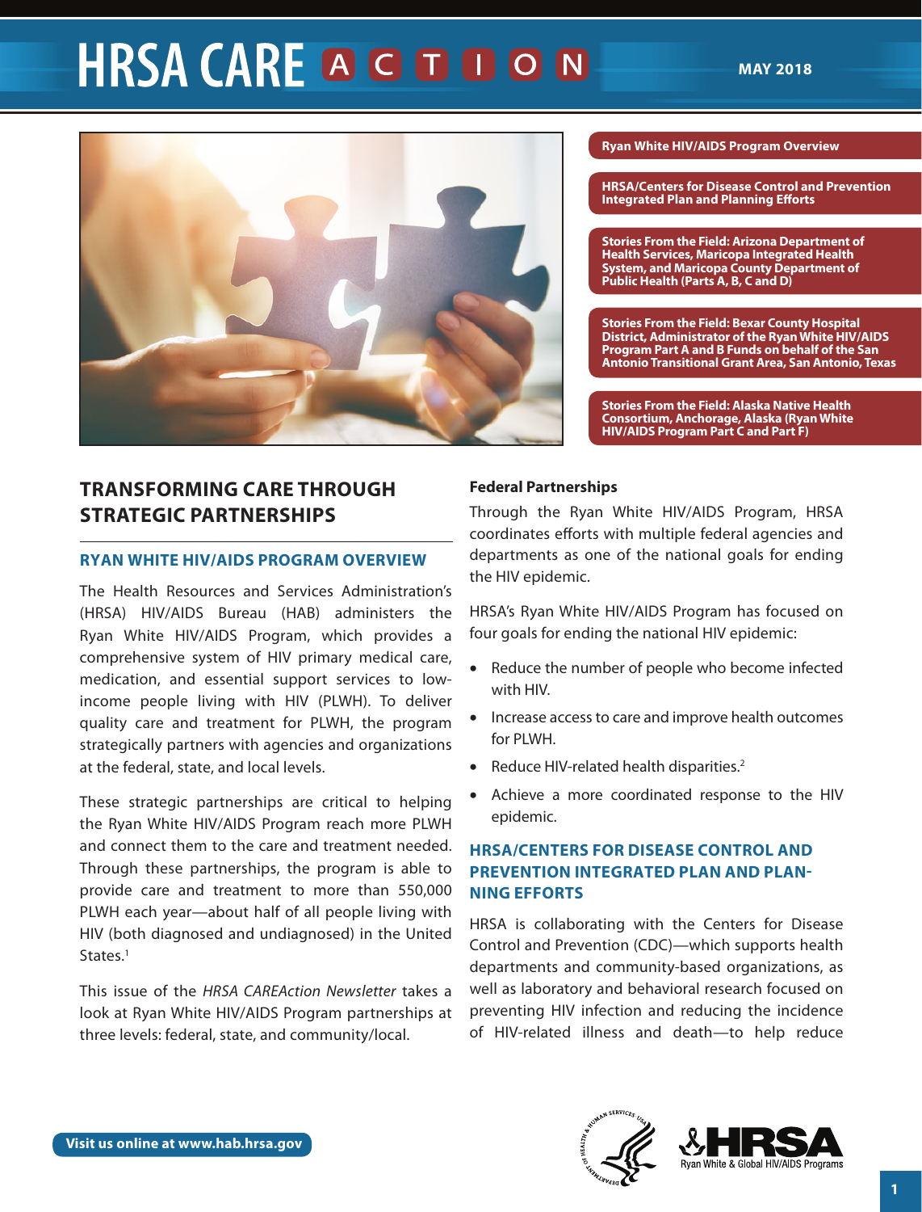# HRSA CARE ACTION

MAY 2018

- Ryan White HIV/AIDS Program Overview
- HRSA/Centers for Disease Control and Prevention Integrated Plan and Planning Efforts
- Stories From the Field: Arizona Department of Health Services, Maricopa Integrated Health System, and Maricopa County Department of Public Health (Parts A, B, C and D)
- Stories From the Field: Bexar County Hospital District, Administrator of the Ryan White HIV/AIDS Program Part A and B Funds on behalf of the San Antonio Transitional Grant Area, San Antonio, Texas
- Stories From the Field: Alaska Native Health Consortium, Anchorage, Alaska (Ryan White HIV/AIDS Program Part C and Part F)

## TRANSFORMING CARE THROUGH STRATEGIC PARTNERSHIPS

### RYAN WHITE HIV/AIDS PROGRAM OVERVIEW

The Health Resources and Services Administration's (HRSA) HIV/AIDS Bureau (HAB) administers the Ryan White HIV/AIDS Program, which provides a comprehensive system of HIV primary medical care, medication, and essential support services to low-income people living with HIV (PLWH). To deliver quality care and treatment for PLWH, the program strategically partners with agencies and organizations at the federal, state, and local levels.

These strategic partnerships are critical to helping the Ryan White HIV/AIDS Program reach more PLWH and connect them to the care and treatment needed. Through these partnerships, the program is able to provide care and treatment to more than 550,000 PLWH each year—about half of all people living with HIV (both diagnosed and undiagnosed) in the United States.[1]

This issue of the *HRSA CAREAction Newsletter* takes a look at Ryan White HIV/AIDS Program partnerships at three levels: federal, state, and community/local.

**Federal Partnerships**

Through the Ryan White HIV/AIDS Program, HRSA coordinates efforts with multiple federal agencies and departments as one of the national goals for ending the HIV epidemic.

HRSA's Ryan White HIV/AIDS Program has focused on four goals for ending the national HIV epidemic:

- Reduce the number of people who become infected with HIV.
- Increase access to care and improve health outcomes for PLWH.
- Reduce HIV-related health disparities.[2]
- Achieve a more coordinated response to the HIV epidemic.

### HRSA/CENTERS FOR DISEASE CONTROL AND PREVENTION INTEGRATED PLAN AND PLANNING EFFORTS

HRSA is collaborating with the Centers for Disease Control and Prevention (CDC)—which supports health departments and community-based organizations, as well as laboratory and behavioral research focused on preventing HIV infection and reducing the incidence of HIV-related illness and death—to help reduce

Visit us online at www.hab.hrsa.gov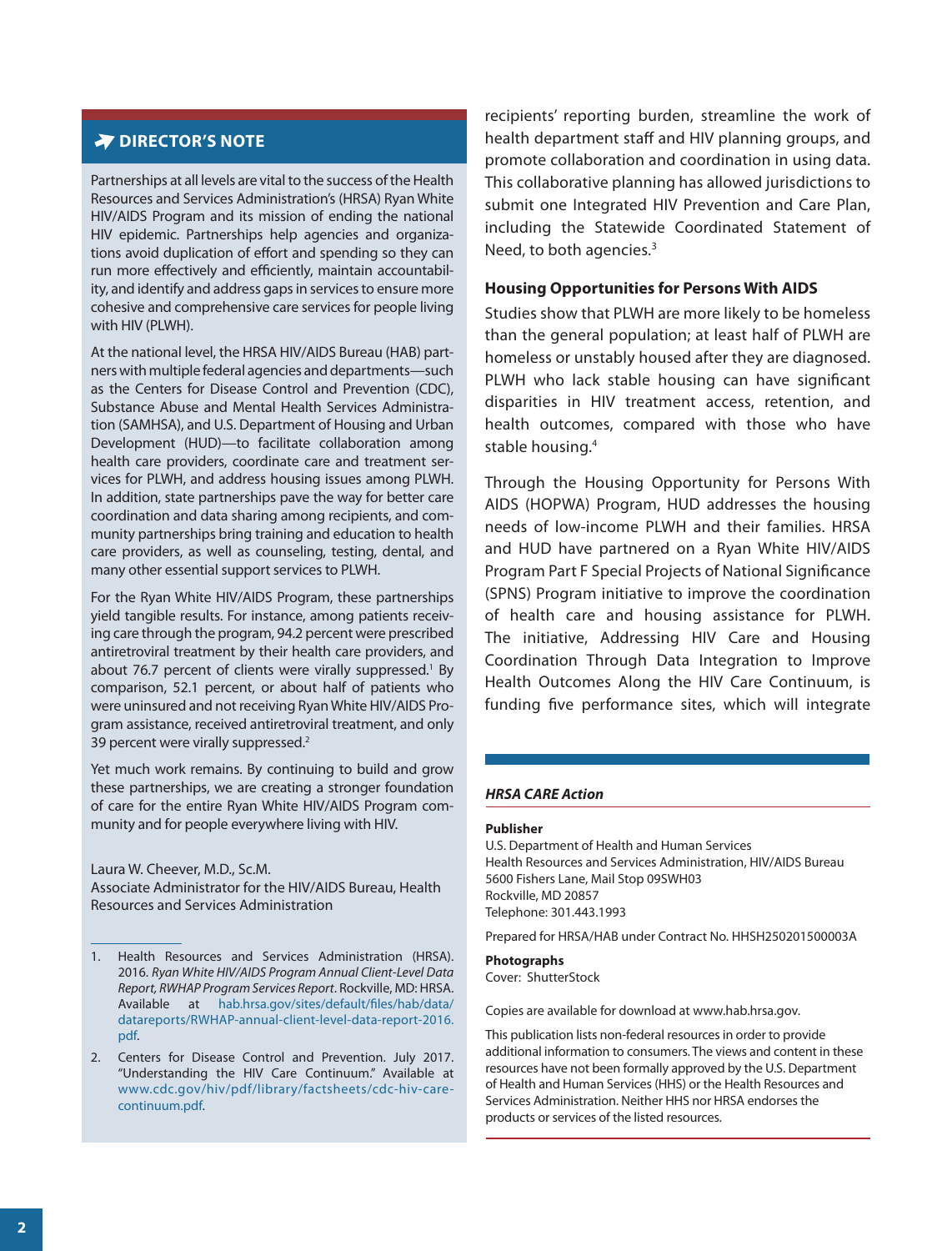## DIRECTOR'S NOTE

Partnerships at all levels are vital to the success of the Health Resources and Services Administration's (HRSA) Ryan White HIV/AIDS Program and its mission of ending the national HIV epidemic. Partnerships help agencies and organizations avoid duplication of effort and spending so they can run more effectively and efficiently, maintain accountability, and identify and address gaps in services to ensure more cohesive and comprehensive care services for people living with HIV (PLWH).

At the national level, the HRSA HIV/AIDS Bureau (HAB) partners with multiple federal agencies and departments—such as the Centers for Disease Control and Prevention (CDC), Substance Abuse and Mental Health Services Administration (SAMHSA), and U.S. Department of Housing and Urban Development (HUD)—to facilitate collaboration among health care providers, coordinate care and treatment services for PLWH, and address housing issues among PLWH. In addition, state partnerships pave the way for better care coordination and data sharing among recipients, and community partnerships bring training and education to health care providers, as well as counseling, testing, dental, and many other essential support services to PLWH.

For the Ryan White HIV/AIDS Program, these partnerships yield tangible results. For instance, among patients receiving care through the program, 94.2 percent were prescribed antiretroviral treatment by their health care providers, and about 76.7 percent of clients were virally suppressed.[1] By comparison, 52.1 percent, or about half of patients who were uninsured and not receiving Ryan White HIV/AIDS Program assistance, received antiretroviral treatment, and only 39 percent were virally suppressed.[2]

Yet much work remains. By continuing to build and grow these partnerships, we are creating a stronger foundation of care for the entire Ryan White HIV/AIDS Program community and for people everywhere living with HIV.

Laura W. Cheever, M.D., Sc.M.
Associate Administrator for the HIV/AIDS Bureau, Health Resources and Services Administration

1. Health Resources and Services Administration (HRSA). 2016. *Ryan White HIV/AIDS Program Annual Client-Level Data Report, RWHAP Program Services Report*. Rockville, MD: HRSA. Available at hab.hrsa.gov/sites/default/files/hab/data/datareports/RWHAP-annual-client-level-data-report-2016.pdf.
2. Centers for Disease Control and Prevention. July 2017. "Understanding the HIV Care Continuum." Available at www.cdc.gov/hiv/pdf/library/factsheets/cdc-hiv-care-continuum.pdf.

recipients' reporting burden, streamline the work of health department staff and HIV planning groups, and promote collaboration and coordination in using data. This collaborative planning has allowed jurisdictions to submit one Integrated HIV Prevention and Care Plan, including the Statewide Coordinated Statement of Need, to both agencies.[3]

### Housing Opportunities for Persons With AIDS

Studies show that PLWH are more likely to be homeless than the general population; at least half of PLWH are homeless or unstably housed after they are diagnosed. PLWH who lack stable housing can have significant disparities in HIV treatment access, retention, and health outcomes, compared with those who have stable housing.[4]

Through the Housing Opportunity for Persons With AIDS (HOPWA) Program, HUD addresses the housing needs of low-income PLWH and their families. HRSA and HUD have partnered on a Ryan White HIV/AIDS Program Part F Special Projects of National Significance (SPNS) Program initiative to improve the coordination of health care and housing assistance for PLWH. The initiative, Addressing HIV Care and Housing Coordination Through Data Integration to Improve Health Outcomes Along the HIV Care Continuum, is funding five performance sites, which will integrate

***HRSA CARE Action***

**Publisher**
U.S. Department of Health and Human Services
Health Resources and Services Administration, HIV/AIDS Bureau
5600 Fishers Lane, Mail Stop 09SWH03
Rockville, MD 20857
Telephone: 301.443.1993

Prepared for HRSA/HAB under Contract No. HHSH250201500003A

**Photographs**
Cover: ShutterStock

Copies are available for download at www.hab.hrsa.gov.

This publication lists non-federal resources in order to provide additional information to consumers. The views and content in these resources have not been formally approved by the U.S. Department of Health and Human Services (HHS) or the Health Resources and Services Administration. Neither HHS nor HRSA endorses the products or services of the listed resources.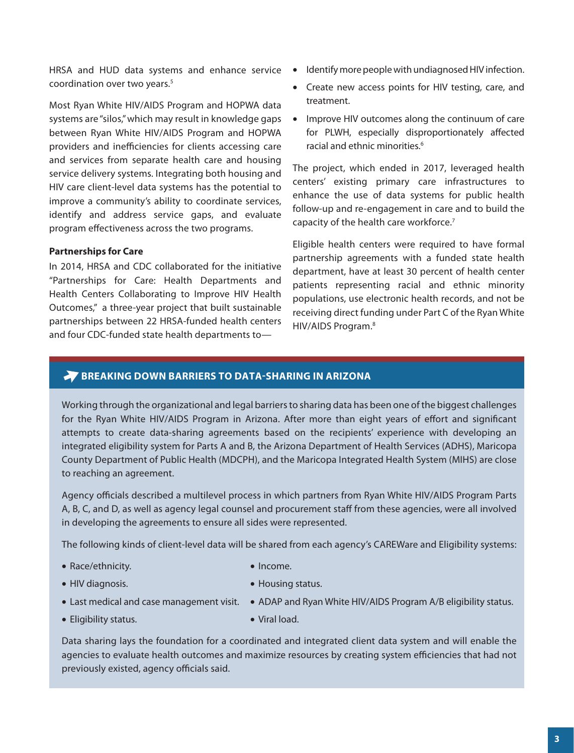HRSA and HUD data systems and enhance service coordination over two years.[5]

Most Ryan White HIV/AIDS Program and HOPWA data systems are "silos," which may result in knowledge gaps between Ryan White HIV/AIDS Program and HOPWA providers and inefficiencies for clients accessing care and services from separate health care and housing service delivery systems. Integrating both housing and HIV care client-level data systems has the potential to improve a community's ability to coordinate services, identify and address service gaps, and evaluate program effectiveness across the two programs.

**Partnerships for Care**

In 2014, HRSA and CDC collaborated for the initiative "Partnerships for Care: Health Departments and Health Centers Collaborating to Improve HIV Health Outcomes," a three-year project that built sustainable partnerships between 22 HRSA-funded health centers and four CDC-funded state health departments to—

- Identify more people with undiagnosed HIV infection.
- Create new access points for HIV testing, care, and treatment.
- Improve HIV outcomes along the continuum of care for PLWH, especially disproportionately affected racial and ethnic minorities.[6]

The project, which ended in 2017, leveraged health centers' existing primary care infrastructures to enhance the use of data systems for public health follow-up and re-engagement in care and to build the capacity of the health care workforce.[7]

Eligible health centers were required to have formal partnership agreements with a funded state health department, have at least 30 percent of health center patients representing racial and ethnic minority populations, use electronic health records, and not be receiving direct funding under Part C of the Ryan White HIV/AIDS Program.[8]

## BREAKING DOWN BARRIERS TO DATA-SHARING IN ARIZONA

Working through the organizational and legal barriers to sharing data has been one of the biggest challenges for the Ryan White HIV/AIDS Program in Arizona. After more than eight years of effort and significant attempts to create data-sharing agreements based on the recipients' experience with developing an integrated eligibility system for Parts A and B, the Arizona Department of Health Services (ADHS), Maricopa County Department of Public Health (MDCPH), and the Maricopa Integrated Health System (MIHS) are close to reaching an agreement.

Agency officials described a multilevel process in which partners from Ryan White HIV/AIDS Program Parts A, B, C, and D, as well as agency legal counsel and procurement staff from these agencies, were all involved in developing the agreements to ensure all sides were represented.

The following kinds of client-level data will be shared from each agency's CAREWare and Eligibility systems:

- Race/ethnicity.
- HIV diagnosis.
- Last medical and case management visit.
- Eligibility status.
- Income.
- Housing status.
- ADAP and Ryan White HIV/AIDS Program A/B eligibility status.
- Viral load.

Data sharing lays the foundation for a coordinated and integrated client data system and will enable the agencies to evaluate health outcomes and maximize resources by creating system efficiencies that had not previously existed, agency officials said.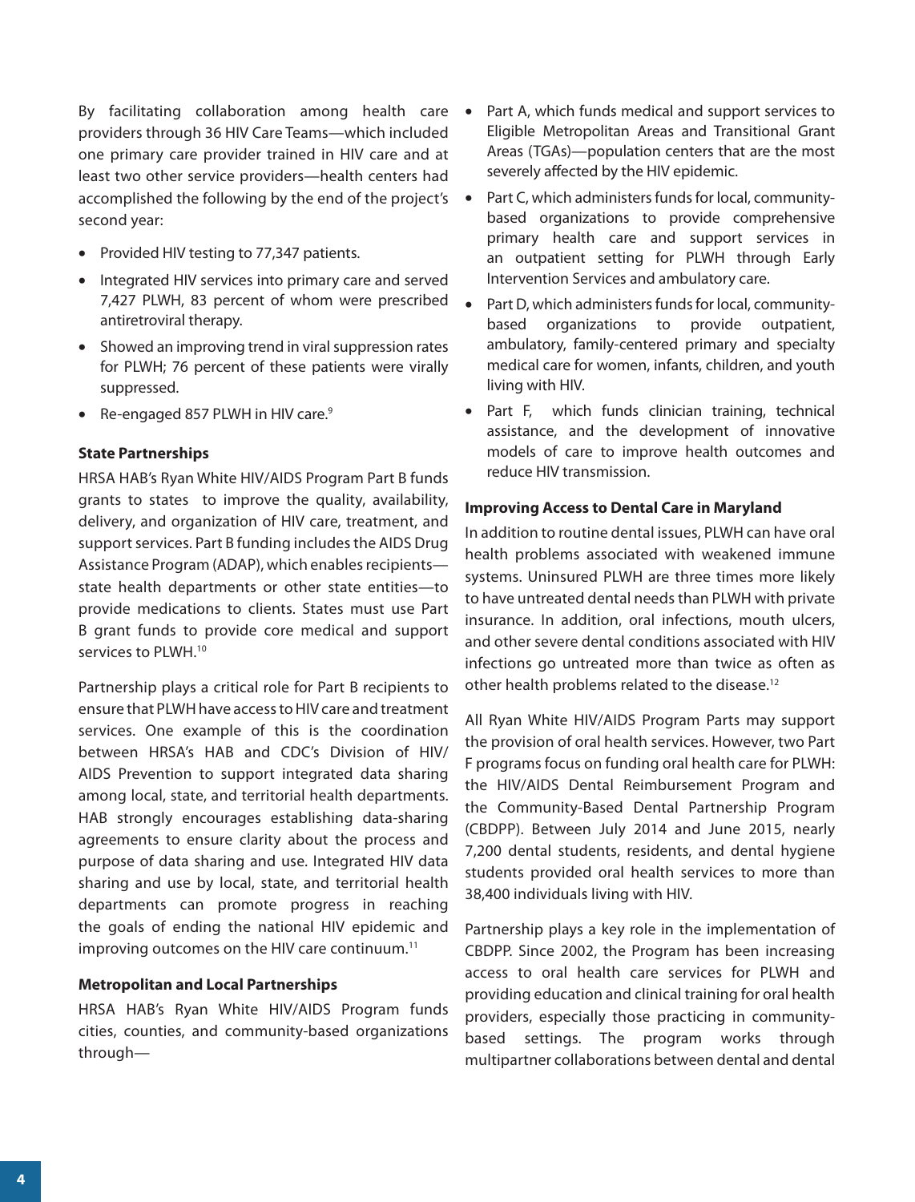By facilitating collaboration among health care providers through 36 HIV Care Teams—which included one primary care provider trained in HIV care and at least two other service providers—health centers had accomplished the following by the end of the project's second year:

- Provided HIV testing to 77,347 patients.
- Integrated HIV services into primary care and served 7,427 PLWH, 83 percent of whom were prescribed antiretroviral therapy.
- Showed an improving trend in viral suppression rates for PLWH; 76 percent of these patients were virally suppressed.
- Re-engaged 857 PLWH in HIV care.[9]

**State Partnerships**

HRSA HAB's Ryan White HIV/AIDS Program Part B funds grants to states to improve the quality, availability, delivery, and organization of HIV care, treatment, and support services. Part B funding includes the AIDS Drug Assistance Program (ADAP), which enables recipients—state health departments or other state entities—to provide medications to clients. States must use Part B grant funds to provide core medical and support services to PLWH.[10]

Partnership plays a critical role for Part B recipients to ensure that PLWH have access to HIV care and treatment services. One example of this is the coordination between HRSA's HAB and CDC's Division of HIV/AIDS Prevention to support integrated data sharing among local, state, and territorial health departments. HAB strongly encourages establishing data-sharing agreements to ensure clarity about the process and purpose of data sharing and use. Integrated HIV data sharing and use by local, state, and territorial health departments can promote progress in reaching the goals of ending the national HIV epidemic and improving outcomes on the HIV care continuum.[11]

**Metropolitan and Local Partnerships**

HRSA HAB's Ryan White HIV/AIDS Program funds cities, counties, and community-based organizations through—

- Part A, which funds medical and support services to Eligible Metropolitan Areas and Transitional Grant Areas (TGAs)—population centers that are the most severely affected by the HIV epidemic.
- Part C, which administers funds for local, community-based organizations to provide comprehensive primary health care and support services in an outpatient setting for PLWH through Early Intervention Services and ambulatory care.
- Part D, which administers funds for local, community-based organizations to provide outpatient, ambulatory, family-centered primary and specialty medical care for women, infants, children, and youth living with HIV.
- Part F, which funds clinician training, technical assistance, and the development of innovative models of care to improve health outcomes and reduce HIV transmission.

**Improving Access to Dental Care in Maryland**

In addition to routine dental issues, PLWH can have oral health problems associated with weakened immune systems. Uninsured PLWH are three times more likely to have untreated dental needs than PLWH with private insurance. In addition, oral infections, mouth ulcers, and other severe dental conditions associated with HIV infections go untreated more than twice as often as other health problems related to the disease.[12]

All Ryan White HIV/AIDS Program Parts may support the provision of oral health services. However, two Part F programs focus on funding oral health care for PLWH: the HIV/AIDS Dental Reimbursement Program and the Community-Based Dental Partnership Program (CBDPP). Between July 2014 and June 2015, nearly 7,200 dental students, residents, and dental hygiene students provided oral health services to more than 38,400 individuals living with HIV.

Partnership plays a key role in the implementation of CBDPP. Since 2002, the Program has been increasing access to oral health care services for PLWH and providing education and clinical training for oral health providers, especially those practicing in community-based settings. The program works through multipartner collaborations between dental and dental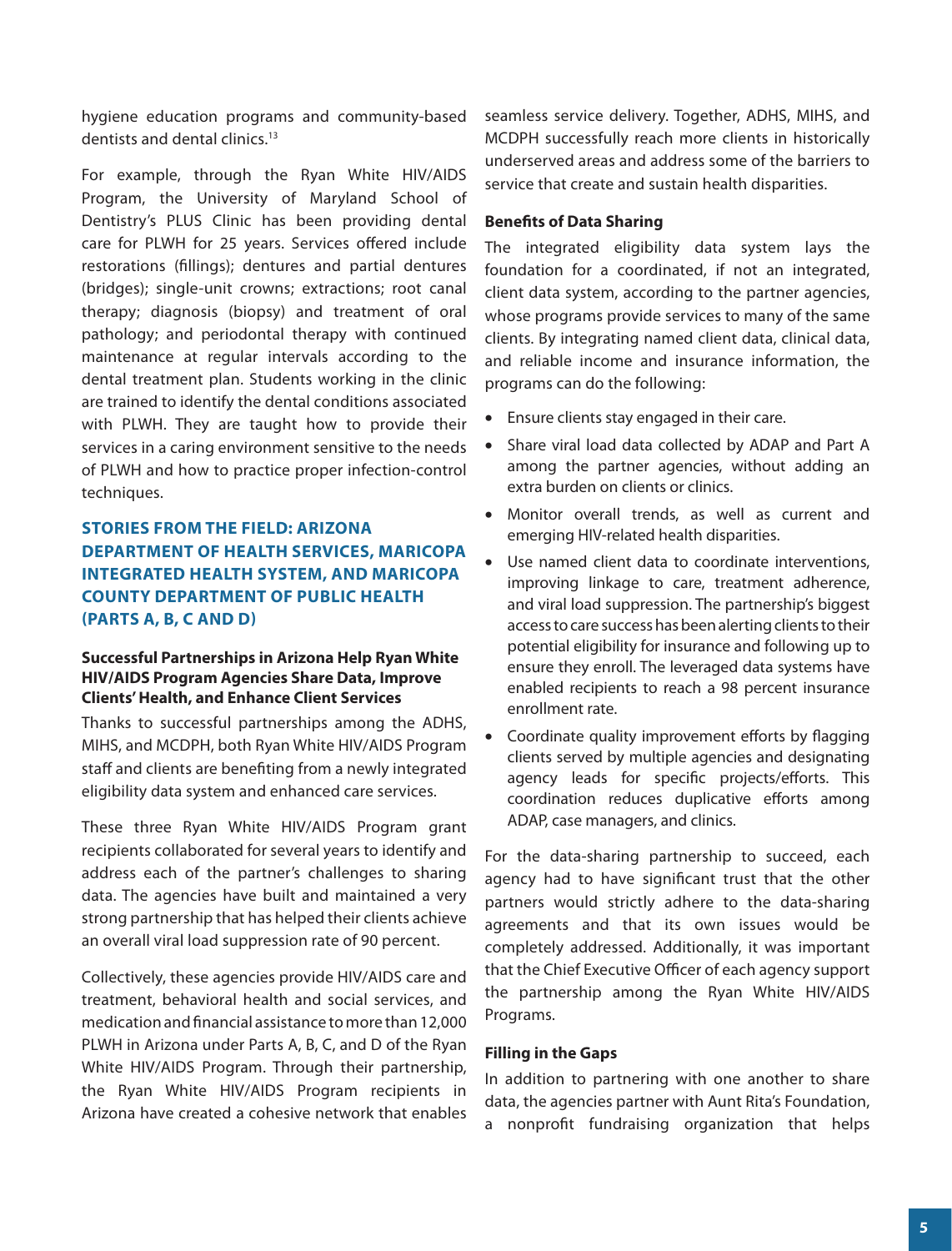hygiene education programs and community-based dentists and dental clinics.[13]

For example, through the Ryan White HIV/AIDS Program, the University of Maryland School of Dentistry's PLUS Clinic has been providing dental care for PLWH for 25 years. Services offered include restorations (fillings); dentures and partial dentures (bridges); single-unit crowns; extractions; root canal therapy; diagnosis (biopsy) and treatment of oral pathology; and periodontal therapy with continued maintenance at regular intervals according to the dental treatment plan. Students working in the clinic are trained to identify the dental conditions associated with PLWH. They are taught how to provide their services in a caring environment sensitive to the needs of PLWH and how to practice proper infection-control techniques.

## STORIES FROM THE FIELD: ARIZONA DEPARTMENT OF HEALTH SERVICES, MARICOPA INTEGRATED HEALTH SYSTEM, AND MARICOPA COUNTY DEPARTMENT OF PUBLIC HEALTH (PARTS A, B, C AND D)

### Successful Partnerships in Arizona Help Ryan White HIV/AIDS Program Agencies Share Data, Improve Clients' Health, and Enhance Client Services

Thanks to successful partnerships among the ADHS, MIHS, and MCDPH, both Ryan White HIV/AIDS Program staff and clients are benefiting from a newly integrated eligibility data system and enhanced care services.

These three Ryan White HIV/AIDS Program grant recipients collaborated for several years to identify and address each of the partner's challenges to sharing data. The agencies have built and maintained a very strong partnership that has helped their clients achieve an overall viral load suppression rate of 90 percent.

Collectively, these agencies provide HIV/AIDS care and treatment, behavioral health and social services, and medication and financial assistance to more than 12,000 PLWH in Arizona under Parts A, B, C, and D of the Ryan White HIV/AIDS Program. Through their partnership, the Ryan White HIV/AIDS Program recipients in Arizona have created a cohesive network that enables seamless service delivery. Together, ADHS, MIHS, and MCDPH successfully reach more clients in historically underserved areas and address some of the barriers to service that create and sustain health disparities.

### Benefits of Data Sharing

The integrated eligibility data system lays the foundation for a coordinated, if not an integrated, client data system, according to the partner agencies, whose programs provide services to many of the same clients. By integrating named client data, clinical data, and reliable income and insurance information, the programs can do the following:

- Ensure clients stay engaged in their care.
- Share viral load data collected by ADAP and Part A among the partner agencies, without adding an extra burden on clients or clinics.
- Monitor overall trends, as well as current and emerging HIV-related health disparities.
- Use named client data to coordinate interventions, improving linkage to care, treatment adherence, and viral load suppression. The partnership's biggest access to care success has been alerting clients to their potential eligibility for insurance and following up to ensure they enroll. The leveraged data systems have enabled recipients to reach a 98 percent insurance enrollment rate.
- Coordinate quality improvement efforts by flagging clients served by multiple agencies and designating agency leads for specific projects/efforts. This coordination reduces duplicative efforts among ADAP, case managers, and clinics.

For the data-sharing partnership to succeed, each agency had to have significant trust that the other partners would strictly adhere to the data-sharing agreements and that its own issues would be completely addressed. Additionally, it was important that the Chief Executive Officer of each agency support the partnership among the Ryan White HIV/AIDS Programs.

### Filling in the Gaps

In addition to partnering with one another to share data, the agencies partner with Aunt Rita's Foundation, a nonprofit fundraising organization that helps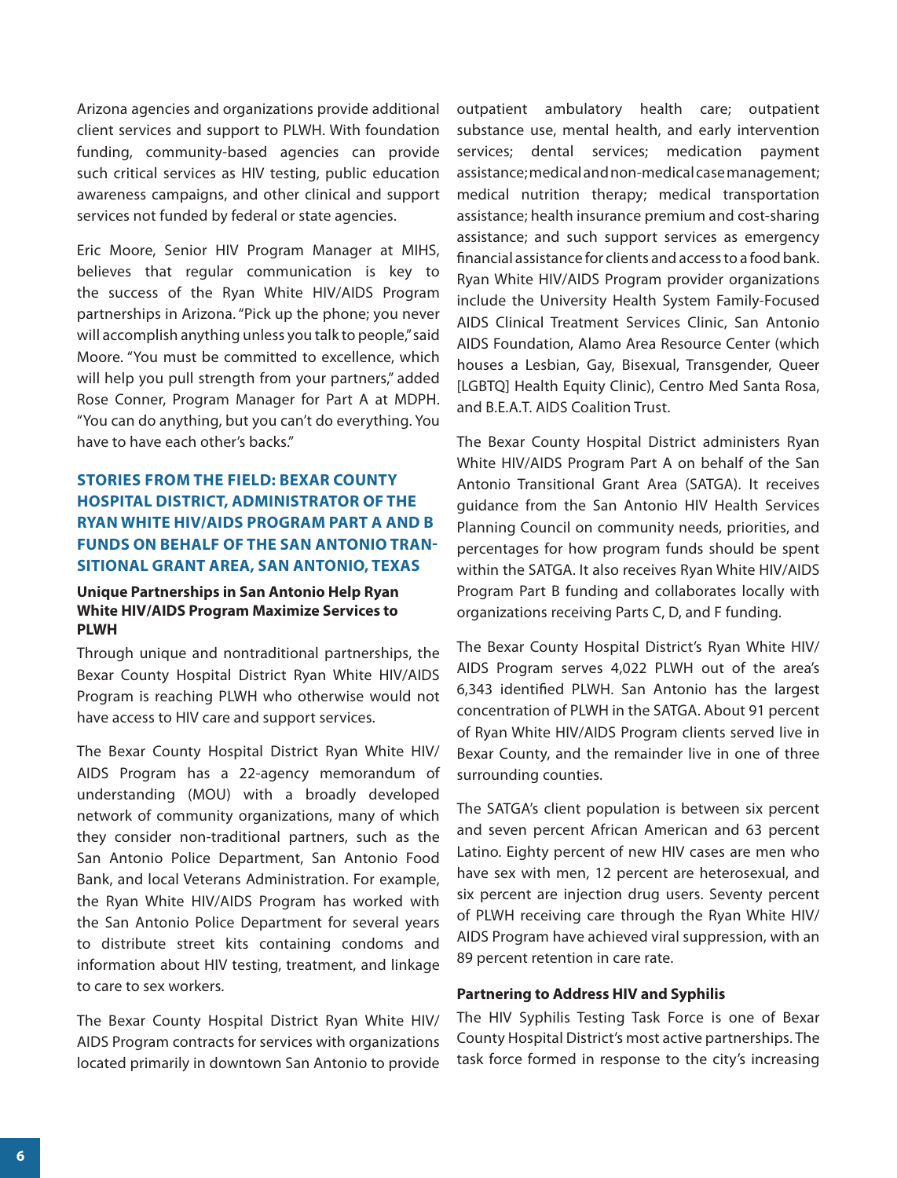Arizona agencies and organizations provide additional client services and support to PLWH. With foundation funding, community-based agencies can provide such critical services as HIV testing, public education awareness campaigns, and other clinical and support services not funded by federal or state agencies.

Eric Moore, Senior HIV Program Manager at MIHS, believes that regular communication is key to the success of the Ryan White HIV/AIDS Program partnerships in Arizona. "Pick up the phone; you never will accomplish anything unless you talk to people," said Moore. "You must be committed to excellence, which will help you pull strength from your partners," added Rose Conner, Program Manager for Part A at MDPH. "You can do anything, but you can't do everything. You have to have each other's backs."

## STORIES FROM THE FIELD: BEXAR COUNTY HOSPITAL DISTRICT, ADMINISTRATOR OF THE RYAN WHITE HIV/AIDS PROGRAM PART A AND B FUNDS ON BEHALF OF THE SAN ANTONIO TRANSITIONAL GRANT AREA, SAN ANTONIO, TEXAS

### Unique Partnerships in San Antonio Help Ryan White HIV/AIDS Program Maximize Services to PLWH

Through unique and nontraditional partnerships, the Bexar County Hospital District Ryan White HIV/AIDS Program is reaching PLWH who otherwise would not have access to HIV care and support services.

The Bexar County Hospital District Ryan White HIV/AIDS Program has a 22-agency memorandum of understanding (MOU) with a broadly developed network of community organizations, many of which they consider non-traditional partners, such as the San Antonio Police Department, San Antonio Food Bank, and local Veterans Administration. For example, the Ryan White HIV/AIDS Program has worked with the San Antonio Police Department for several years to distribute street kits containing condoms and information about HIV testing, treatment, and linkage to care to sex workers.

The Bexar County Hospital District Ryan White HIV/AIDS Program contracts for services with organizations located primarily in downtown San Antonio to provide outpatient ambulatory health care; outpatient substance use, mental health, and early intervention services; dental services; medication payment assistance; medical and non-medical case management; medical nutrition therapy; medical transportation assistance; health insurance premium and cost-sharing assistance; and such support services as emergency financial assistance for clients and access to a food bank. Ryan White HIV/AIDS Program provider organizations include the University Health System Family-Focused AIDS Clinical Treatment Services Clinic, San Antonio AIDS Foundation, Alamo Area Resource Center (which houses a Lesbian, Gay, Bisexual, Transgender, Queer [LGBTQ] Health Equity Clinic), Centro Med Santa Rosa, and B.E.A.T. AIDS Coalition Trust.

The Bexar County Hospital District administers Ryan White HIV/AIDS Program Part A on behalf of the San Antonio Transitional Grant Area (SATGA). It receives guidance from the San Antonio HIV Health Services Planning Council on community needs, priorities, and percentages for how program funds should be spent within the SATGA. It also receives Ryan White HIV/AIDS Program Part B funding and collaborates locally with organizations receiving Parts C, D, and F funding.

The Bexar County Hospital District's Ryan White HIV/AIDS Program serves 4,022 PLWH out of the area's 6,343 identified PLWH. San Antonio has the largest concentration of PLWH in the SATGA. About 91 percent of Ryan White HIV/AIDS Program clients served live in Bexar County, and the remainder live in one of three surrounding counties.

The SATGA's client population is between six percent and seven percent African American and 63 percent Latino. Eighty percent of new HIV cases are men who have sex with men, 12 percent are heterosexual, and six percent are injection drug users. Seventy percent of PLWH receiving care through the Ryan White HIV/AIDS Program have achieved viral suppression, with an 89 percent retention in care rate.

### Partnering to Address HIV and Syphilis

The HIV Syphilis Testing Task Force is one of Bexar County Hospital District's most active partnerships. The task force formed in response to the city's increasing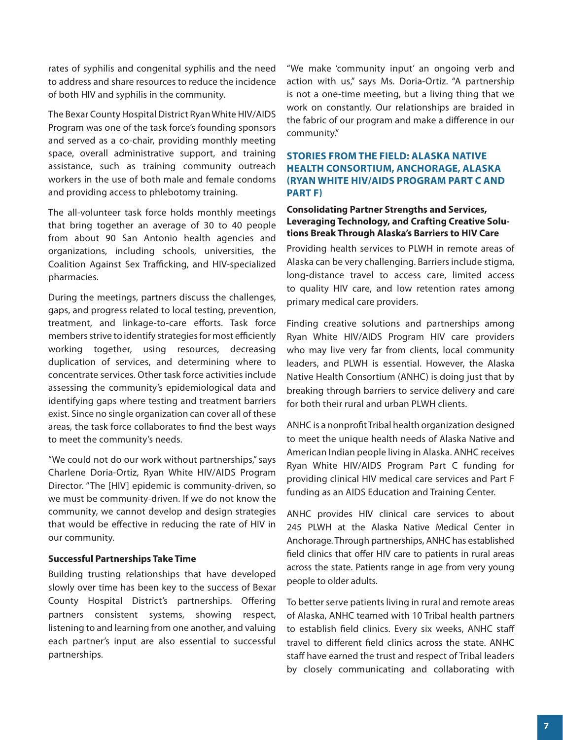rates of syphilis and congenital syphilis and the need to address and share resources to reduce the incidence of both HIV and syphilis in the community.

The Bexar County Hospital District Ryan White HIV/AIDS Program was one of the task force's founding sponsors and served as a co-chair, providing monthly meeting space, overall administrative support, and training assistance, such as training community outreach workers in the use of both male and female condoms and providing access to phlebotomy training.

The all-volunteer task force holds monthly meetings that bring together an average of 30 to 40 people from about 90 San Antonio health agencies and organizations, including schools, universities, the Coalition Against Sex Trafficking, and HIV-specialized pharmacies.

During the meetings, partners discuss the challenges, gaps, and progress related to local testing, prevention, treatment, and linkage-to-care efforts. Task force members strive to identify strategies for most efficiently working together, using resources, decreasing duplication of services, and determining where to concentrate services. Other task force activities include assessing the community's epidemiological data and identifying gaps where testing and treatment barriers exist. Since no single organization can cover all of these areas, the task force collaborates to find the best ways to meet the community's needs.

"We could not do our work without partnerships," says Charlene Doria-Ortiz, Ryan White HIV/AIDS Program Director. "The [HIV] epidemic is community-driven, so we must be community-driven. If we do not know the community, we cannot develop and design strategies that would be effective in reducing the rate of HIV in our community.

#### Successful Partnerships Take Time

Building trusting relationships that have developed slowly over time has been key to the success of Bexar County Hospital District's partnerships. Offering partners consistent systems, showing respect, listening to and learning from one another, and valuing each partner's input are also essential to successful partnerships.

"We make 'community input' an ongoing verb and action with us," says Ms. Doria-Ortiz. "A partnership is not a one-time meeting, but a living thing that we work on constantly. Our relationships are braided in the fabric of our program and make a difference in our community."

### STORIES FROM THE FIELD: ALASKA NATIVE HEALTH CONSORTIUM, ANCHORAGE, ALASKA (RYAN WHITE HIV/AIDS PROGRAM PART C AND PART F)

#### Consolidating Partner Strengths and Services, Leveraging Technology, and Crafting Creative Solutions Break Through Alaska's Barriers to HIV Care

Providing health services to PLWH in remote areas of Alaska can be very challenging. Barriers include stigma, long-distance travel to access care, limited access to quality HIV care, and low retention rates among primary medical care providers.

Finding creative solutions and partnerships among Ryan White HIV/AIDS Program HIV care providers who may live very far from clients, local community leaders, and PLWH is essential. However, the Alaska Native Health Consortium (ANHC) is doing just that by breaking through barriers to service delivery and care for both their rural and urban PLWH clients.

ANHC is a nonprofit Tribal health organization designed to meet the unique health needs of Alaska Native and American Indian people living in Alaska. ANHC receives Ryan White HIV/AIDS Program Part C funding for providing clinical HIV medical care services and Part F funding as an AIDS Education and Training Center.

ANHC provides HIV clinical care services to about 245 PLWH at the Alaska Native Medical Center in Anchorage. Through partnerships, ANHC has established field clinics that offer HIV care to patients in rural areas across the state. Patients range in age from very young people to older adults.

To better serve patients living in rural and remote areas of Alaska, ANHC teamed with 10 Tribal health partners to establish field clinics. Every six weeks, ANHC staff travel to different field clinics across the state. ANHC staff have earned the trust and respect of Tribal leaders by closely communicating and collaborating with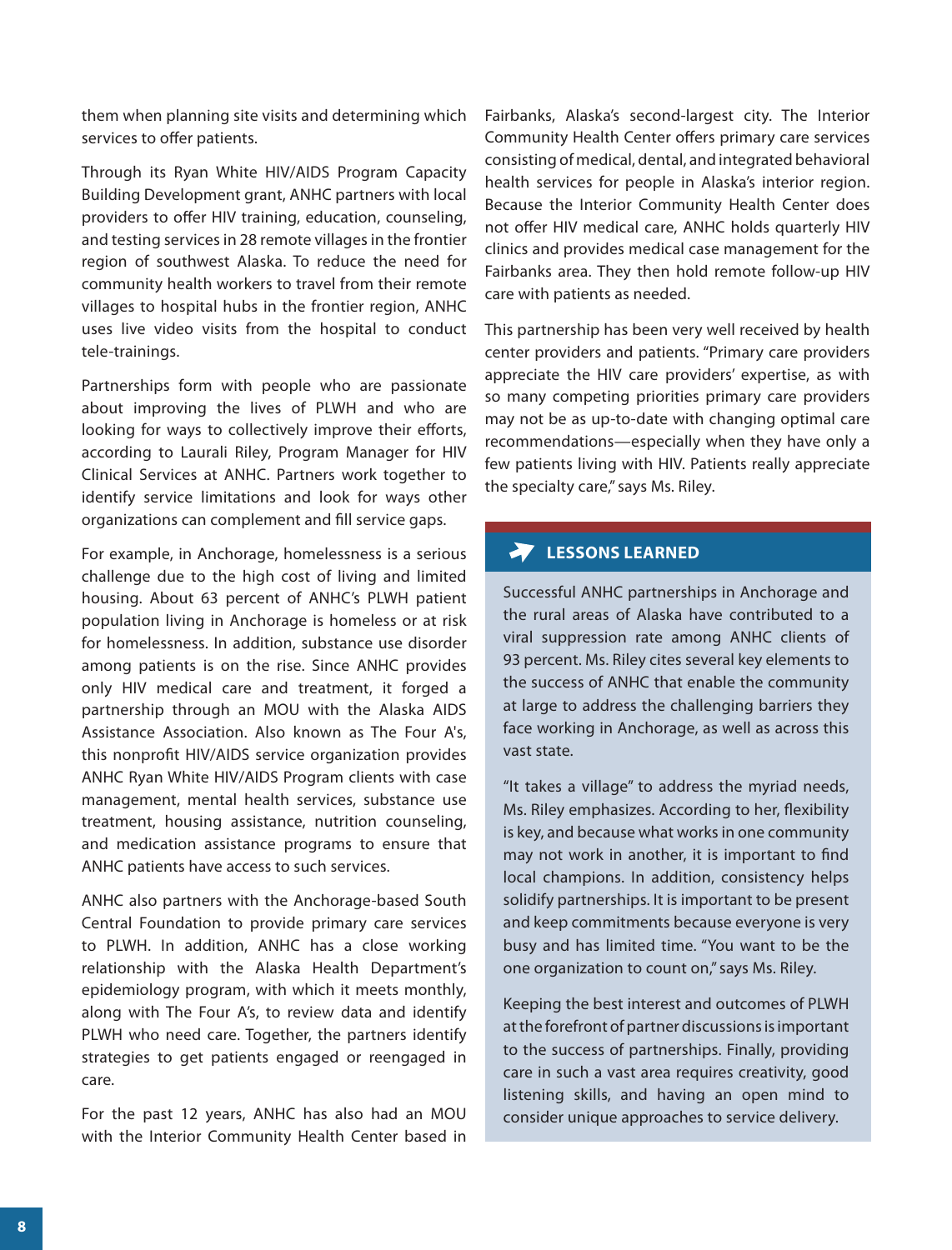them when planning site visits and determining which services to offer patients.

Through its Ryan White HIV/AIDS Program Capacity Building Development grant, ANHC partners with local providers to offer HIV training, education, counseling, and testing services in 28 remote villages in the frontier region of southwest Alaska. To reduce the need for community health workers to travel from their remote villages to hospital hubs in the frontier region, ANHC uses live video visits from the hospital to conduct tele-trainings.

Partnerships form with people who are passionate about improving the lives of PLWH and who are looking for ways to collectively improve their efforts, according to Laurali Riley, Program Manager for HIV Clinical Services at ANHC. Partners work together to identify service limitations and look for ways other organizations can complement and fill service gaps.

For example, in Anchorage, homelessness is a serious challenge due to the high cost of living and limited housing. About 63 percent of ANHC's PLWH patient population living in Anchorage is homeless or at risk for homelessness. In addition, substance use disorder among patients is on the rise. Since ANHC provides only HIV medical care and treatment, it forged a partnership through an MOU with the Alaska AIDS Assistance Association. Also known as The Four A's, this nonprofit HIV/AIDS service organization provides ANHC Ryan White HIV/AIDS Program clients with case management, mental health services, substance use treatment, housing assistance, nutrition counseling, and medication assistance programs to ensure that ANHC patients have access to such services.

ANHC also partners with the Anchorage-based South Central Foundation to provide primary care services to PLWH. In addition, ANHC has a close working relationship with the Alaska Health Department's epidemiology program, with which it meets monthly, along with The Four A's, to review data and identify PLWH who need care. Together, the partners identify strategies to get patients engaged or reengaged in care.

For the past 12 years, ANHC has also had an MOU with the Interior Community Health Center based in Fairbanks, Alaska's second-largest city. The Interior Community Health Center offers primary care services consisting of medical, dental, and integrated behavioral health services for people in Alaska's interior region. Because the Interior Community Health Center does not offer HIV medical care, ANHC holds quarterly HIV clinics and provides medical case management for the Fairbanks area. They then hold remote follow-up HIV care with patients as needed.

This partnership has been very well received by health center providers and patients. "Primary care providers appreciate the HIV care providers' expertise, as with so many competing priorities primary care providers may not be as up-to-date with changing optimal care recommendations—especially when they have only a few patients living with HIV. Patients really appreciate the specialty care," says Ms. Riley.

## LESSONS LEARNED

Successful ANHC partnerships in Anchorage and the rural areas of Alaska have contributed to a viral suppression rate among ANHC clients of 93 percent. Ms. Riley cites several key elements to the success of ANHC that enable the community at large to address the challenging barriers they face working in Anchorage, as well as across this vast state.

"It takes a village" to address the myriad needs, Ms. Riley emphasizes. According to her, flexibility is key, and because what works in one community may not work in another, it is important to find local champions. In addition, consistency helps solidify partnerships. It is important to be present and keep commitments because everyone is very busy and has limited time. "You want to be the one organization to count on," says Ms. Riley.

Keeping the best interest and outcomes of PLWH at the forefront of partner discussions is important to the success of partnerships. Finally, providing care in such a vast area requires creativity, good listening skills, and having an open mind to consider unique approaches to service delivery.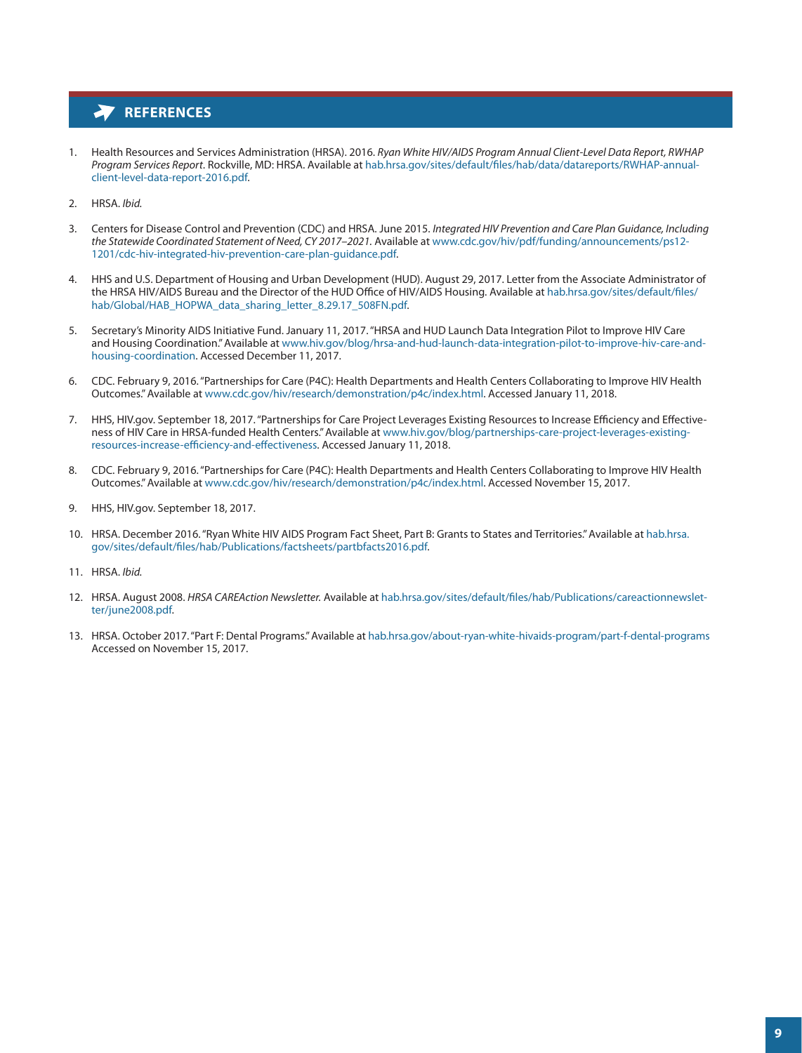## REFERENCES

1. Health Resources and Services Administration (HRSA). 2016. *Ryan White HIV/AIDS Program Annual Client-Level Data Report, RWHAP Program Services Report*. Rockville, MD: HRSA. Available at hab.hrsa.gov/sites/default/files/hab/data/datareports/RWHAP-annual-client-level-data-report-2016.pdf.

2. HRSA. *Ibid.*

3. Centers for Disease Control and Prevention (CDC) and HRSA. June 2015. *Integrated HIV Prevention and Care Plan Guidance, Including the Statewide Coordinated Statement of Need, CY 2017–2021.* Available at www.cdc.gov/hiv/pdf/funding/announcements/ps12-1201/cdc-hiv-integrated-hiv-prevention-care-plan-guidance.pdf.

4. HHS and U.S. Department of Housing and Urban Development (HUD). August 29, 2017. Letter from the Associate Administrator of the HRSA HIV/AIDS Bureau and the Director of the HUD Office of HIV/AIDS Housing. Available at hab.hrsa.gov/sites/default/files/hab/Global/HAB_HOPWA_data_sharing_letter_8.29.17_508FN.pdf.

5. Secretary's Minority AIDS Initiative Fund. January 11, 2017. "HRSA and HUD Launch Data Integration Pilot to Improve HIV Care and Housing Coordination." Available at www.hiv.gov/blog/hrsa-and-hud-launch-data-integration-pilot-to-improve-hiv-care-and-housing-coordination. Accessed December 11, 2017.

6. CDC. February 9, 2016. "Partnerships for Care (P4C): Health Departments and Health Centers Collaborating to Improve HIV Health Outcomes." Available at www.cdc.gov/hiv/research/demonstration/p4c/index.html. Accessed January 11, 2018.

7. HHS, HIV.gov. September 18, 2017. "Partnerships for Care Project Leverages Existing Resources to Increase Efficiency and Effectiveness of HIV Care in HRSA-funded Health Centers." Available at www.hiv.gov/blog/partnerships-care-project-leverages-existing-resources-increase-efficiency-and-effectiveness. Accessed January 11, 2018.

8. CDC. February 9, 2016. "Partnerships for Care (P4C): Health Departments and Health Centers Collaborating to Improve HIV Health Outcomes." Available at www.cdc.gov/hiv/research/demonstration/p4c/index.html. Accessed November 15, 2017.

9. HHS, HIV.gov. September 18, 2017.

10. HRSA. December 2016. "Ryan White HIV AIDS Program Fact Sheet, Part B: Grants to States and Territories." Available at hab.hrsa.gov/sites/default/files/hab/Publications/factsheets/partbfacts2016.pdf.

11. HRSA. *Ibid.*

12. HRSA. August 2008. *HRSA CAREAction Newsletter.* Available at hab.hrsa.gov/sites/default/files/hab/Publications/careactionnewsletter/june2008.pdf.

13. HRSA. October 2017. "Part F: Dental Programs." Available at hab.hrsa.gov/about-ryan-white-hivaids-program/part-f-dental-programs Accessed on November 15, 2017.